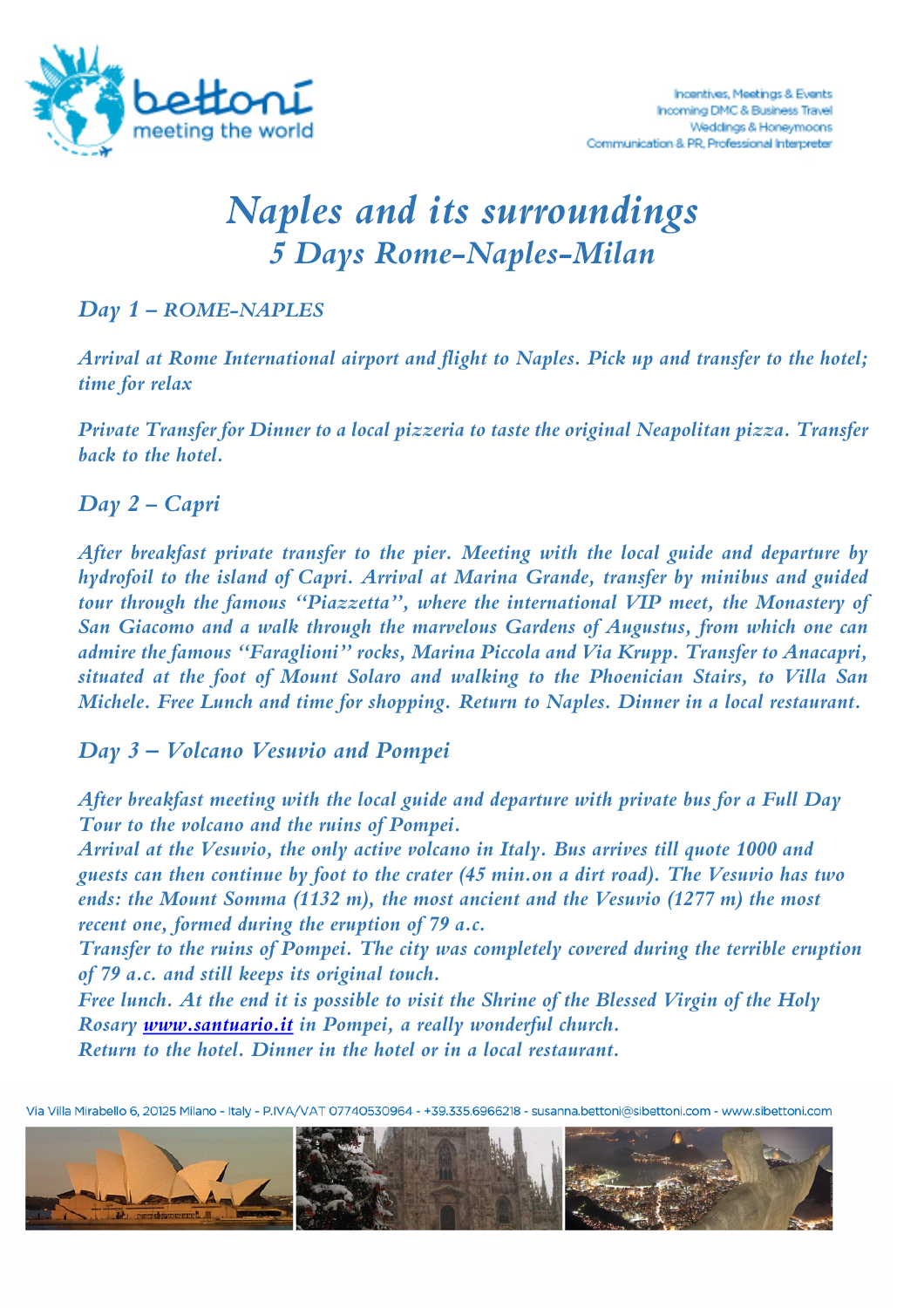Incentives, Meetings & Events
Incoming DMC & Business Travel
Weddings & Honeymoons
Communication & PR, Professional Interpreter

# *Naples and its surroundings*

## *5 Days Rome-Naples-Milan*

### *Day 1 – ROME-NAPLES*

*Arrival at Rome International airport and flight to Naples. Pick up and transfer to the hotel; time for relax*

*Private Transfer for Dinner to a local pizzeria to taste the original Neapolitan pizza. Transfer back to the hotel.*

### *Day 2 – Capri*

*After breakfast private transfer to the pier. Meeting with the local guide and departure by hydrofoil to the island of Capri. Arrival at Marina Grande, transfer by minibus and guided tour through the famous "Piazzetta", where the international VIP meet, the Monastery of San Giacomo and a walk through the marvelous Gardens of Augustus, from which one can admire the famous "Faraglioni" rocks, Marina Piccola and Via Krupp. Transfer to Anacapri, situated at the foot of Mount Solaro and walking to the Phoenician Stairs, to Villa San Michele. Free Lunch and time for shopping. Return to Naples. Dinner in a local restaurant.*

### *Day 3 – Volcano Vesuvio and Pompei*

*After breakfast meeting with the local guide and departure with private bus for a Full Day Tour to the volcano and the ruins of Pompei.*
*Arrival at the Vesuvio, the only active volcano in Italy. Bus arrives till quote 1000 and guests can then continue by foot to the crater (45 min.on a dirt road). The Vesuvio has two ends: the Mount Somma (1132 m), the most ancient and the Vesuvio (1277 m) the most recent one, formed during the eruption of 79 a.c.*
*Transfer to the ruins of Pompei. The city was completely covered during the terrible eruption of 79 a.c. and still keeps its original touch.*
*Free lunch. At the end it is possible to visit the Shrine of the Blessed Virgin of the Holy Rosary **[www.santuario.it](http://www.santuario.it)** in Pompei, a really wonderful church.*
*Return to the hotel. Dinner in the hotel or in a local restaurant.*

Via Villa Mirabello 6, 20125 Milano - Italy - P.IVA/VAT 07740530964 - +39.335.6966218 - susanna.bettoni@sibettoni.com - www.sibettoni.com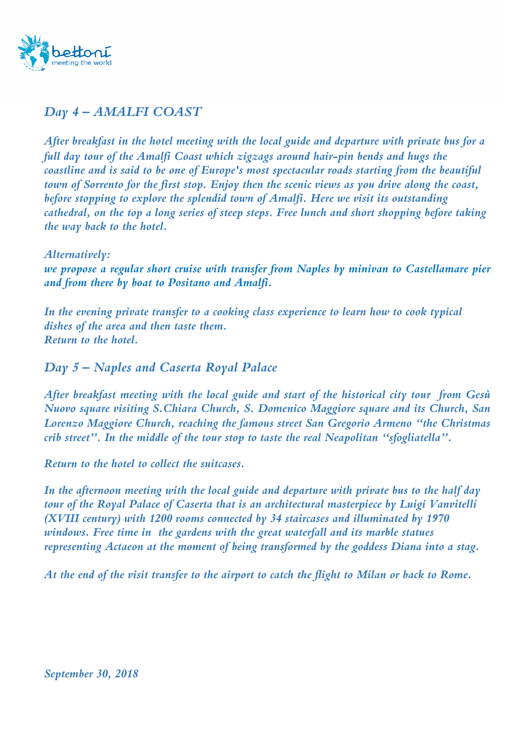## *Day 4 – AMALFI COAST*

***After breakfast in the hotel meeting with the local guide and departure with private bus for a full day tour of the Amalfi Coast which zigzags around hair-pin bends and hugs the coastline and is said to be one of Europe's most spectacular roads starting from the beautiful town of Sorrento for the first stop. Enjoy then the scenic views as you drive along the coast, before stopping to explore the splendid town of Amalfi. Here we visit its outstanding cathedral, on the top a long series of steep steps. Free lunch and short shopping before taking the way back to the hotel.***

***Alternatively:***
***we propose a regular short cruise with transfer from Naples by minivan to Castellamare pier and from there by boat to Positano and Amalfi.***

***In the evening private transfer to a cooking class experience to learn how to cook typical dishes of the area and then taste them.***
***Return to the hotel.***

## *Day 5 – Naples and Caserta Royal Palace*

***After breakfast meeting with the local guide and start of the historical city tour from Gesù Nuovo square visiting S.Chiara Church, S. Domenico Maggiore square and its Church, San Lorenzo Maggiore Church, reaching the famous street San Gregorio Armeno "the Christmas crib street". In the middle of the tour stop to taste the real Neapolitan "sfogliatella".***

***Return to the hotel to collect the suitcases.***

***In the afternoon meeting with the local guide and departure with private bus to the half day tour of the Royal Palace of Caserta that is an architectural masterpiece by Luigi Vanvitelli (XVIII century) with 1200 rooms connected by 34 staircases and illuminated by 1970 windows. Free time in the gardens with the great waterfall and its marble statues representing Actaeon at the moment of being transformed by the goddess Diana into a stag.***

***At the end of the visit transfer to the airport to catch the flight to Milan or back to Rome.***

***September 30, 2018***